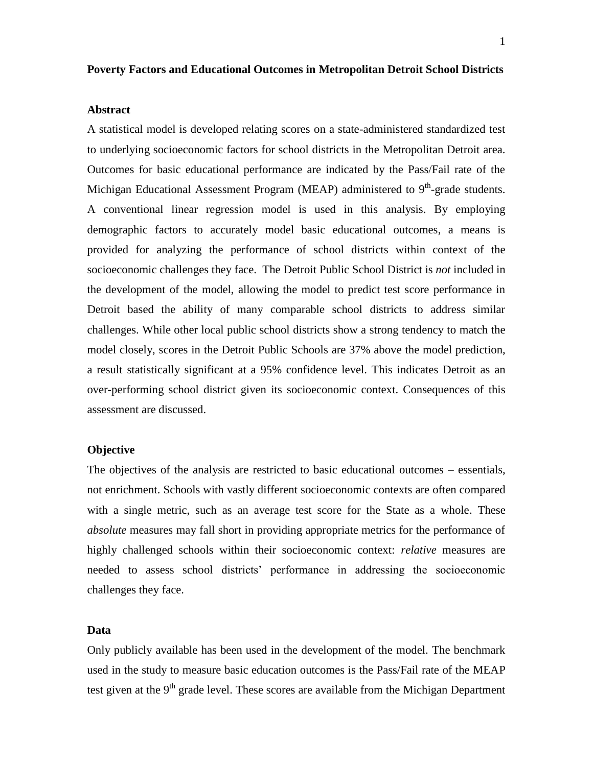**Poverty Factors and Educational Outcomes in Metropolitan Detroit School Districts**

**Abstract**

A statistical model is developed relating scores on a state-administered standardized test to underlying socioeconomic factors for school districts in the Metropolitan Detroit area. Outcomes for basic educational performance are indicated by the Pass/Fail rate of the Michigan Educational Assessment Program (MEAP) administered to 9th-grade students. A conventional linear regression model is used in this analysis. By employing demographic factors to accurately model basic educational outcomes, a means is provided for analyzing the performance of school districts within context of the socioeconomic challenges they face. The Detroit Public School District is *not* included in the development of the model, allowing the model to predict test score performance in Detroit based the ability of many comparable school districts to address similar challenges. While other local public school districts show a strong tendency to match the model closely, scores in the Detroit Public Schools are 37% above the model prediction, a result statistically significant at a 95% confidence level. This indicates Detroit as an over-performing school district given its socioeconomic context. Consequences of this assessment are discussed.

**Objective**

The objectives of the analysis are restricted to basic educational outcomes – essentials, not enrichment. Schools with vastly different socioeconomic contexts are often compared with a single metric, such as an average test score for the State as a whole. These *absolute* measures may fall short in providing appropriate metrics for the performance of highly challenged schools within their socioeconomic context: *relative* measures are needed to assess school districts' performance in addressing the socioeconomic challenges they face.

**Data**

Only publicly available has been used in the development of the model. The benchmark used in the study to measure basic education outcomes is the Pass/Fail rate of the MEAP test given at the 9th grade level. These scores are available from the Michigan Department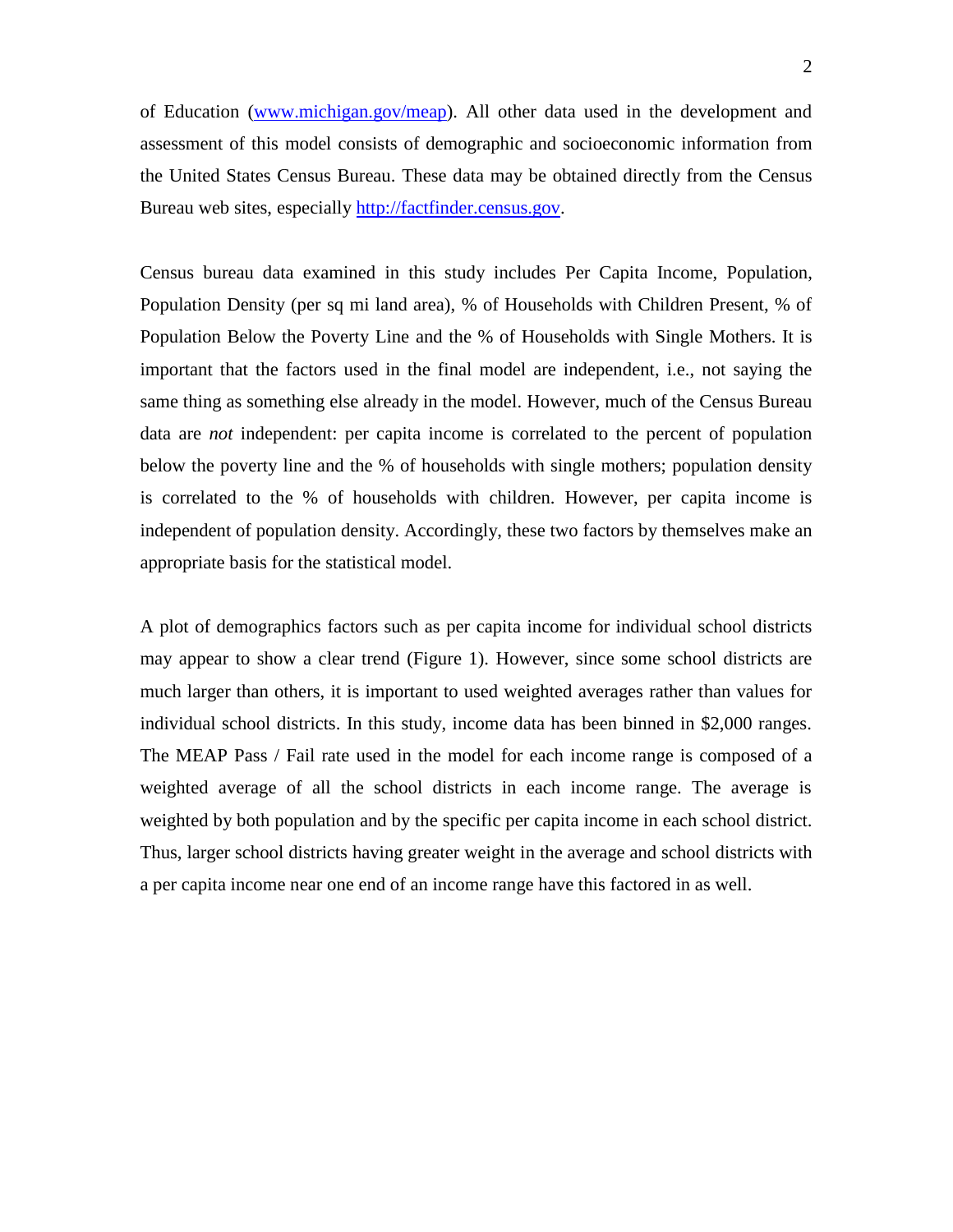of Education ([www.michigan.gov/meap](www.michigan.gov/meap)). All other data used in the development and assessment of this model consists of demographic and socioeconomic information from the United States Census Bureau. These data may be obtained directly from the Census Bureau web sites, especially [http://factfinder.census.gov](http://factfinder.census.gov).

Census bureau data examined in this study includes Per Capita Income, Population, Population Density (per sq mi land area), % of Households with Children Present, % of Population Below the Poverty Line and the % of Households with Single Mothers. It is important that the factors used in the final model are independent, i.e., not saying the same thing as something else already in the model. However, much of the Census Bureau data are *not* independent: per capita income is correlated to the percent of population below the poverty line and the % of households with single mothers; population density is correlated to the % of households with children. However, per capita income is independent of population density. Accordingly, these two factors by themselves make an appropriate basis for the statistical model.

A plot of demographics factors such as per capita income for individual school districts may appear to show a clear trend (Figure 1). However, since some school districts are much larger than others, it is important to used weighted averages rather than values for individual school districts. In this study, income data has been binned in $2,000 ranges. The MEAP Pass / Fail rate used in the model for each income range is composed of a weighted average of all the school districts in each income range. The average is weighted by both population and by the specific per capita income in each school district. Thus, larger school districts having greater weight in the average and school districts with a per capita income near one end of an income range have this factored in as well.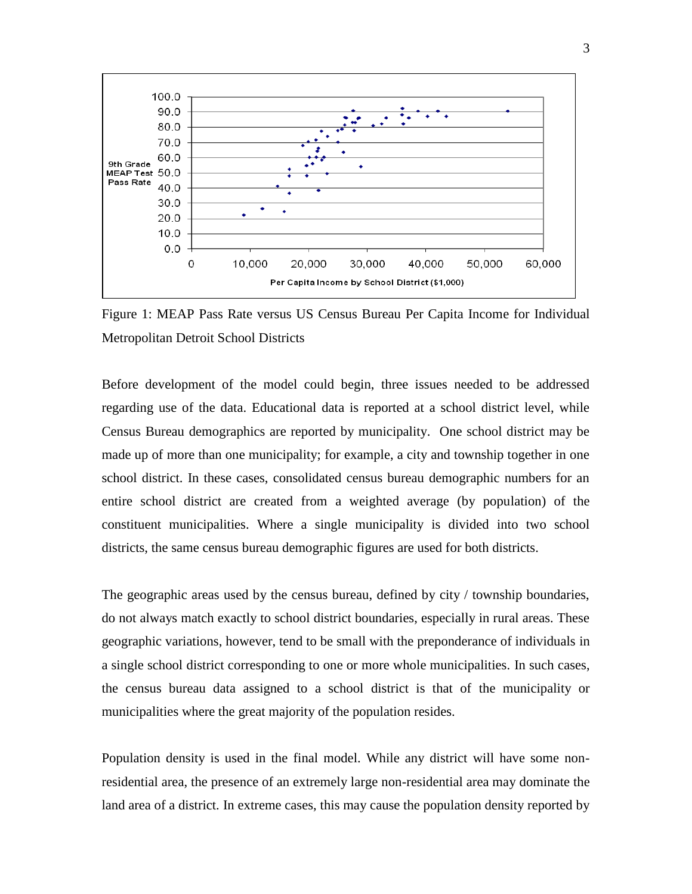Figure 1: MEAP Pass Rate versus US Census Bureau Per Capita Income for Individual Metropolitan Detroit School Districts

Before development of the model could begin, three issues needed to be addressed regarding use of the data. Educational data is reported at a school district level, while Census Bureau demographics are reported by municipality. One school district may be made up of more than one municipality; for example, a city and township together in one school district. In these cases, consolidated census bureau demographic numbers for an entire school district are created from a weighted average (by population) of the constituent municipalities. Where a single municipality is divided into two school districts, the same census bureau demographic figures are used for both districts.

The geographic areas used by the census bureau, defined by city / township boundaries, do not always match exactly to school district boundaries, especially in rural areas. These geographic variations, however, tend to be small with the preponderance of individuals in a single school district corresponding to one or more whole municipalities. In such cases, the census bureau data assigned to a school district is that of the municipality or municipalities where the great majority of the population resides.

Population density is used in the final model. While any district will have some non-residential area, the presence of an extremely large non-residential area may dominate the land area of a district. In extreme cases, this may cause the population density reported by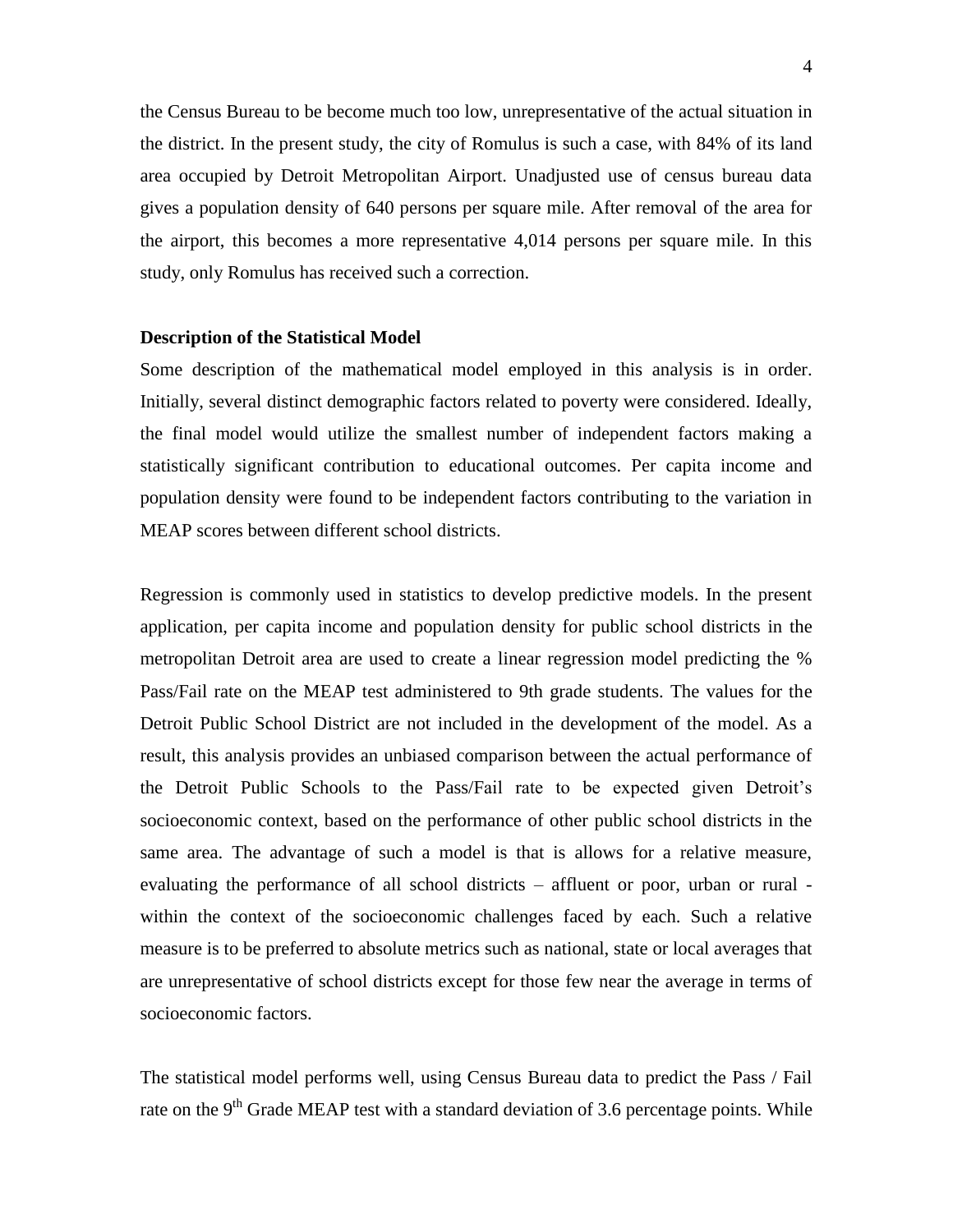the Census Bureau to be become much too low, unrepresentative of the actual situation in the district. In the present study, the city of Romulus is such a case, with 84% of its land area occupied by Detroit Metropolitan Airport. Unadjusted use of census bureau data gives a population density of 640 persons per square mile. After removal of the area for the airport, this becomes a more representative 4,014 persons per square mile. In this study, only Romulus has received such a correction.

**Description of the Statistical Model**

Some description of the mathematical model employed in this analysis is in order. Initially, several distinct demographic factors related to poverty were considered. Ideally, the final model would utilize the smallest number of independent factors making a statistically significant contribution to educational outcomes. Per capita income and population density were found to be independent factors contributing to the variation in MEAP scores between different school districts.

Regression is commonly used in statistics to develop predictive models. In the present application, per capita income and population density for public school districts in the metropolitan Detroit area are used to create a linear regression model predicting the % Pass/Fail rate on the MEAP test administered to 9th grade students. The values for the Detroit Public School District are not included in the development of the model. As a result, this analysis provides an unbiased comparison between the actual performance of the Detroit Public Schools to the Pass/Fail rate to be expected given Detroit's socioeconomic context, based on the performance of other public school districts in the same area. The advantage of such a model is that is allows for a relative measure, evaluating the performance of all school districts – affluent or poor, urban or rural - within the context of the socioeconomic challenges faced by each. Such a relative measure is to be preferred to absolute metrics such as national, state or local averages that are unrepresentative of school districts except for those few near the average in terms of socioeconomic factors.

The statistical model performs well, using Census Bureau data to predict the Pass / Fail rate on the 9th Grade MEAP test with a standard deviation of 3.6 percentage points. While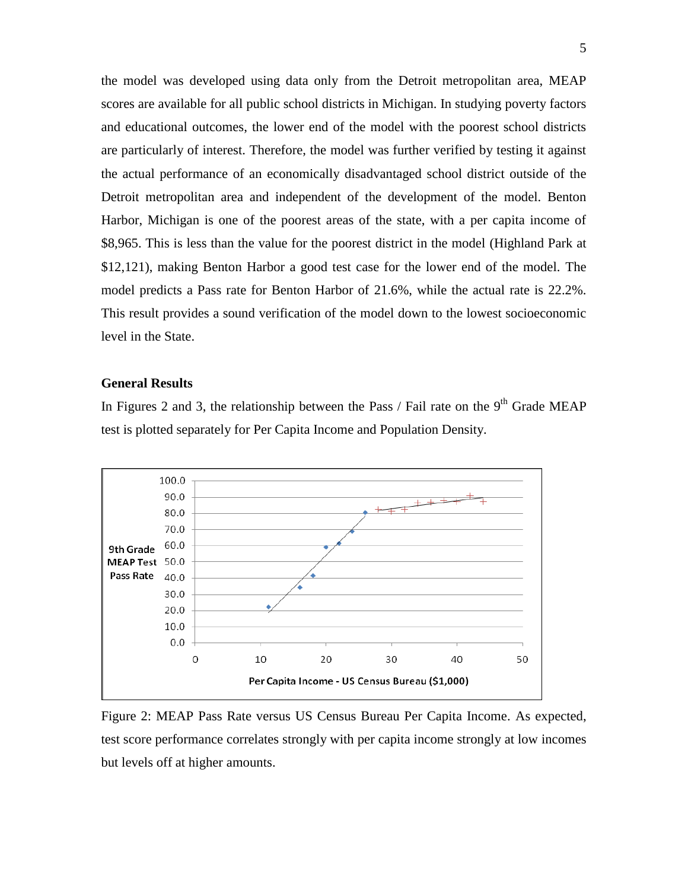the model was developed using data only from the Detroit metropolitan area, MEAP scores are available for all public school districts in Michigan. In studying poverty factors and educational outcomes, the lower end of the model with the poorest school districts are particularly of interest. Therefore, the model was further verified by testing it against the actual performance of an economically disadvantaged school district outside of the Detroit metropolitan area and independent of the development of the model. Benton Harbor, Michigan is one of the poorest areas of the state, with a per capita income of $8,965. This is less than the value for the poorest district in the model (Highland Park at $12,121), making Benton Harbor a good test case for the lower end of the model. The model predicts a Pass rate for Benton Harbor of 21.6%, while the actual rate is 22.2%. This result provides a sound verification of the model down to the lowest socioeconomic level in the State.

**General Results**

In Figures 2 and 3, the relationship between the Pass / Fail rate on the 9th Grade MEAP test is plotted separately for Per Capita Income and Population Density.

Figure 2: MEAP Pass Rate versus US Census Bureau Per Capita Income. As expected, test score performance correlates strongly with per capita income strongly at low incomes but levels off at higher amounts.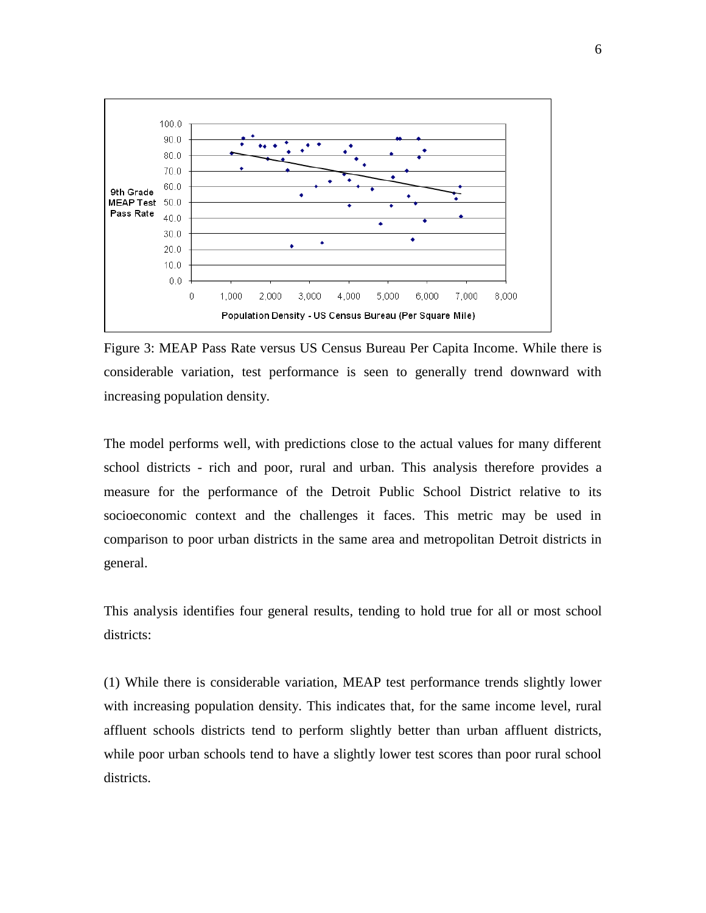Figure 3: MEAP Pass Rate versus US Census Bureau Per Capita Income. While there is considerable variation, test performance is seen to generally trend downward with increasing population density.

The model performs well, with predictions close to the actual values for many different school districts - rich and poor, rural and urban. This analysis therefore provides a measure for the performance of the Detroit Public School District relative to its socioeconomic context and the challenges it faces. This metric may be used in comparison to poor urban districts in the same area and metropolitan Detroit districts in general.

This analysis identifies four general results, tending to hold true for all or most school districts:

(1) While there is considerable variation, MEAP test performance trends slightly lower with increasing population density. This indicates that, for the same income level, rural affluent schools districts tend to perform slightly better than urban affluent districts, while poor urban schools tend to have a slightly lower test scores than poor rural school districts.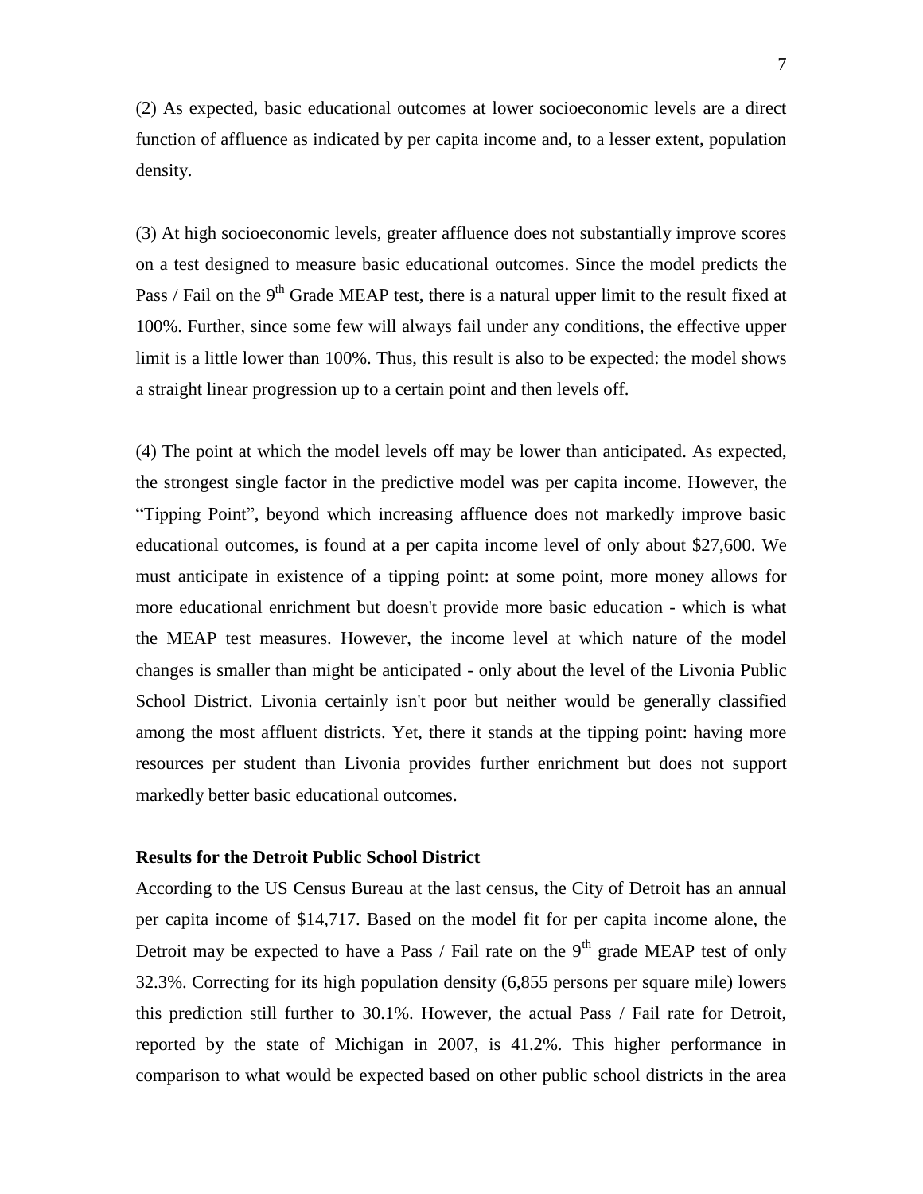(2) As expected, basic educational outcomes at lower socioeconomic levels are a direct function of affluence as indicated by per capita income and, to a lesser extent, population density.

(3) At high socioeconomic levels, greater affluence does not substantially improve scores on a test designed to measure basic educational outcomes. Since the model predicts the Pass / Fail on the 9th Grade MEAP test, there is a natural upper limit to the result fixed at 100%. Further, since some few will always fail under any conditions, the effective upper limit is a little lower than 100%. Thus, this result is also to be expected: the model shows a straight linear progression up to a certain point and then levels off.

(4) The point at which the model levels off may be lower than anticipated. As expected, the strongest single factor in the predictive model was per capita income. However, the "Tipping Point", beyond which increasing affluence does not markedly improve basic educational outcomes, is found at a per capita income level of only about $27,600. We must anticipate in existence of a tipping point: at some point, more money allows for more educational enrichment but doesn't provide more basic education - which is what the MEAP test measures. However, the income level at which nature of the model changes is smaller than might be anticipated - only about the level of the Livonia Public School District. Livonia certainly isn't poor but neither would be generally classified among the most affluent districts. Yet, there it stands at the tipping point: having more resources per student than Livonia provides further enrichment but does not support markedly better basic educational outcomes.

**Results for the Detroit Public School District**

According to the US Census Bureau at the last census, the City of Detroit has an annual per capita income of $14,717. Based on the model fit for per capita income alone, the Detroit may be expected to have a Pass / Fail rate on the 9th grade MEAP test of only 32.3%. Correcting for its high population density (6,855 persons per square mile) lowers this prediction still further to 30.1%. However, the actual Pass / Fail rate for Detroit, reported by the state of Michigan in 2007, is 41.2%. This higher performance in comparison to what would be expected based on other public school districts in the area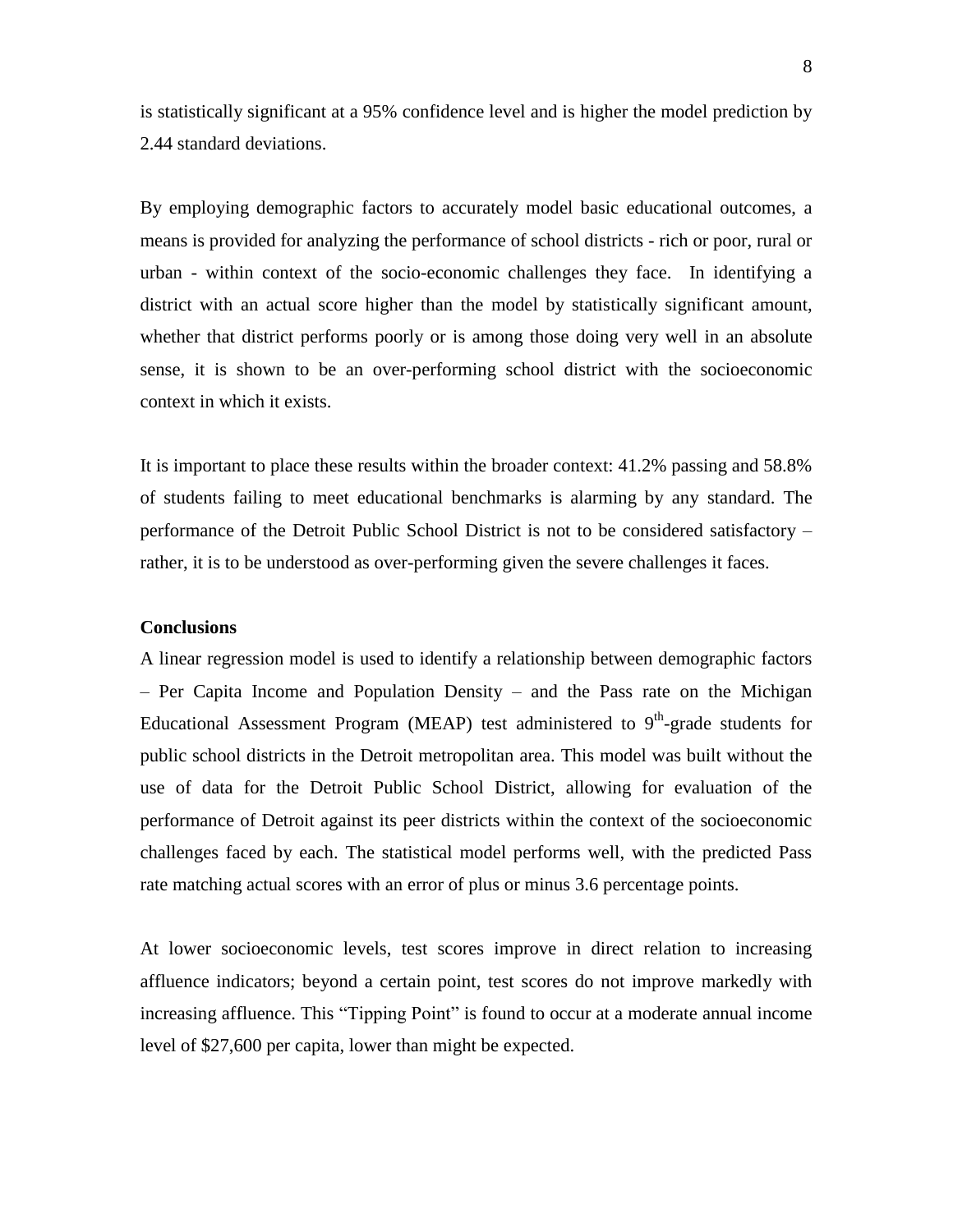is statistically significant at a 95% confidence level and is higher the model prediction by 2.44 standard deviations.

By employing demographic factors to accurately model basic educational outcomes, a means is provided for analyzing the performance of school districts - rich or poor, rural or urban - within context of the socio-economic challenges they face. In identifying a district with an actual score higher than the model by statistically significant amount, whether that district performs poorly or is among those doing very well in an absolute sense, it is shown to be an over-performing school district with the socioeconomic context in which it exists.

It is important to place these results within the broader context: 41.2% passing and 58.8% of students failing to meet educational benchmarks is alarming by any standard. The performance of the Detroit Public School District is not to be considered satisfactory – rather, it is to be understood as over-performing given the severe challenges it faces.

**Conclusions**

A linear regression model is used to identify a relationship between demographic factors – Per Capita Income and Population Density – and the Pass rate on the Michigan Educational Assessment Program (MEAP) test administered to 9th-grade students for public school districts in the Detroit metropolitan area. This model was built without the use of data for the Detroit Public School District, allowing for evaluation of the performance of Detroit against its peer districts within the context of the socioeconomic challenges faced by each. The statistical model performs well, with the predicted Pass rate matching actual scores with an error of plus or minus 3.6 percentage points.

At lower socioeconomic levels, test scores improve in direct relation to increasing affluence indicators; beyond a certain point, test scores do not improve markedly with increasing affluence. This "Tipping Point" is found to occur at a moderate annual income level of $27,600 per capita, lower than might be expected.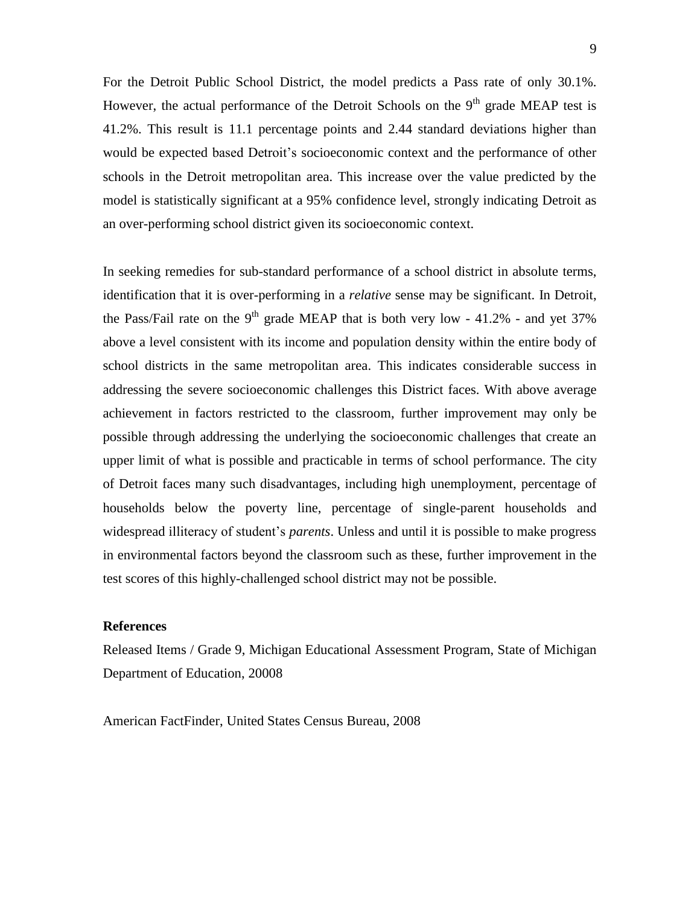For the Detroit Public School District, the model predicts a Pass rate of only 30.1%. However, the actual performance of the Detroit Schools on the 9th grade MEAP test is 41.2%. This result is 11.1 percentage points and 2.44 standard deviations higher than would be expected based Detroit's socioeconomic context and the performance of other schools in the Detroit metropolitan area. This increase over the value predicted by the model is statistically significant at a 95% confidence level, strongly indicating Detroit as an over-performing school district given its socioeconomic context.

In seeking remedies for sub-standard performance of a school district in absolute terms, identification that it is over-performing in a *relative* sense may be significant. In Detroit, the Pass/Fail rate on the 9th grade MEAP that is both very low - 41.2% - and yet 37% above a level consistent with its income and population density within the entire body of school districts in the same metropolitan area. This indicates considerable success in addressing the severe socioeconomic challenges this District faces. With above average achievement in factors restricted to the classroom, further improvement may only be possible through addressing the underlying the socioeconomic challenges that create an upper limit of what is possible and practicable in terms of school performance. The city of Detroit faces many such disadvantages, including high unemployment, percentage of households below the poverty line, percentage of single-parent households and widespread illiteracy of student's *parents*. Unless and until it is possible to make progress in environmental factors beyond the classroom such as these, further improvement in the test scores of this highly-challenged school district may not be possible.

**References**

Released Items / Grade 9, Michigan Educational Assessment Program, State of Michigan Department of Education, 20008

American FactFinder, United States Census Bureau, 2008